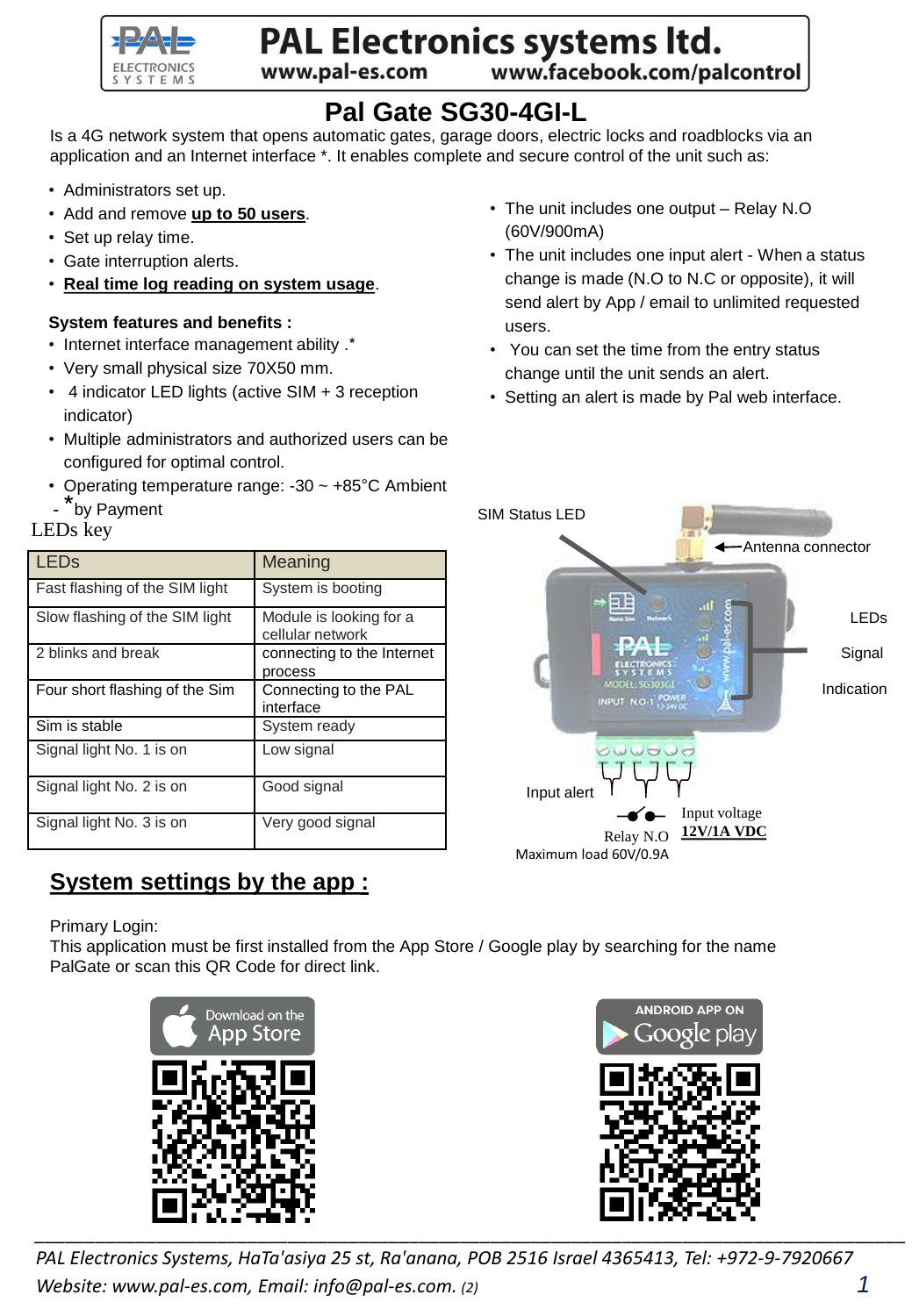**PAL Electronics systems ltd.**

www.pal-es.com www.facebook.com/palcontrol

# Pal Gate SG30-4GI-L

Is a 4G network system that opens automatic gates, garage doors, electric locks and roadblocks via an application and an Internet interface *. It enables complete and secure control of the unit such as:

- Administrators set up.
- Add and remove **up to 50 users**.
- Set up relay time.
- Gate interruption alerts.
- **Real time log reading on system usage**.

**System features and benefits :**

- Internet interface management ability .*
- Very small physical size 70X50 mm.
- 4 indicator LED lights (active SIM + 3 reception indicator)
- Multiple administrators and authorized users can be configured for optimal control.
- Operating temperature range: -30 ~ +85°C Ambient

- *by Payment

- The unit includes one output – Relay N.O (60V/900mA)
- The unit includes one input alert - When a status change is made (N.O to N.C or opposite), it will send alert by App / email to unlimited requested users.
- You can set the time from the entry status change until the unit sends an alert.
- Setting an alert is made by Pal web interface.

LEDs key

| LEDs | Meaning |
|---|---|
| Fast flashing of the SIM light | System is booting |
| Slow flashing of the SIM light | Module is looking for a cellular network |
| 2 blinks and break | connecting to the Internet process |
| Four short flashing of the Sim | Connecting to the PAL interface |
| Sim is stable | System ready |
| Signal light No. 1 is on | Low signal |
| Signal light No. 2 is on | Good signal |
| Signal light No. 3 is on | Very good signal |

SIM Status LED
Antenna connector
LEDs
Signal
Indication
Input alert
Relay N.O
Maximum load 60V/0.9A
Input voltage
**12V/1A VDC**

## System settings by the app :

Primary Login:
This application must be first installed from the App Store / Google play by searching for the name PalGate or scan this QR Code for direct link.

Download on the App Store

ANDROID APP ON Google play

*PAL Electronics Systems, HaTa'asiya 25 st, Ra'anana, POB 2516 Israel 4365413, Tel: +972-9-7920667*
*Website: www.pal-es.com, Email: info@pal-es.com.* (2)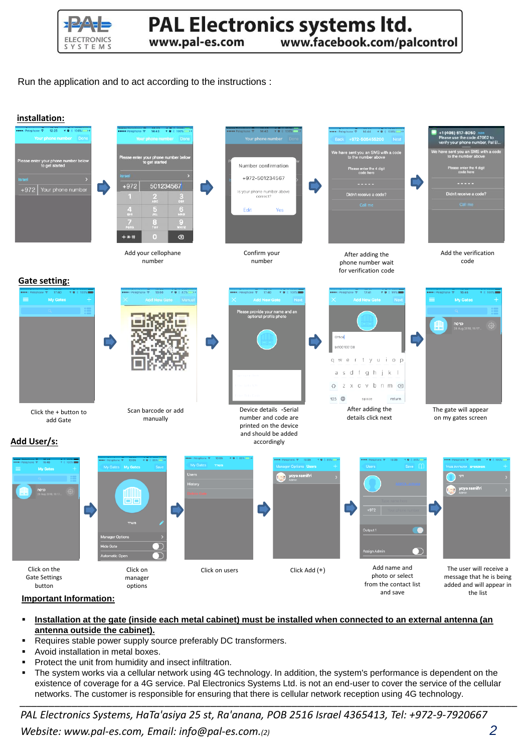PAL Electronics systems ltd.

www.pal-es.com www.facebook.com/palcontrol

Run the application and to act according to the instructions :

## installation:

Add your cellophane number

Confirm your number

After adding the phone number wait for verification code

Add the verification code

## Gate setting:

Click the + button to add Gate

Scan barcode or add manually

Device details -Serial number and code are printed on the device and should be added accordingly

After adding the details click next

The gate will appear on my gates screen

## Add User/s:

Click on the Gate Settings button

Click on manager options

Click on users

Click Add (+)

Add name and photo or select from the contact list and save

The user will receive a message that he is being added and will appear in the list

## Important Information:

- **Installation at the gate (inside each metal cabinet) must be installed when connected to an external antenna (an antenna outside the cabinet).**
- Requires stable power supply source preferably DC transformers.
- Avoid installation in metal boxes.
- Protect the unit from humidity and insect infiltration.
- The system works via a cellular network using 4G technology. In addition, the system's performance is dependent on the existence of coverage for a 4G service. Pal Electronics Systems Ltd. is not an end-user to cover the service of the cellular networks. The customer is responsible for ensuring that there is cellular network reception using 4G technology.

*PAL Electronics Systems, HaTa'asiya 25 st, Ra'anana, POB 2516 Israel 4365413, Tel: +972-9-7920667*
*Website: www.pal-es.com, Email: info@pal-es.com.(2)*